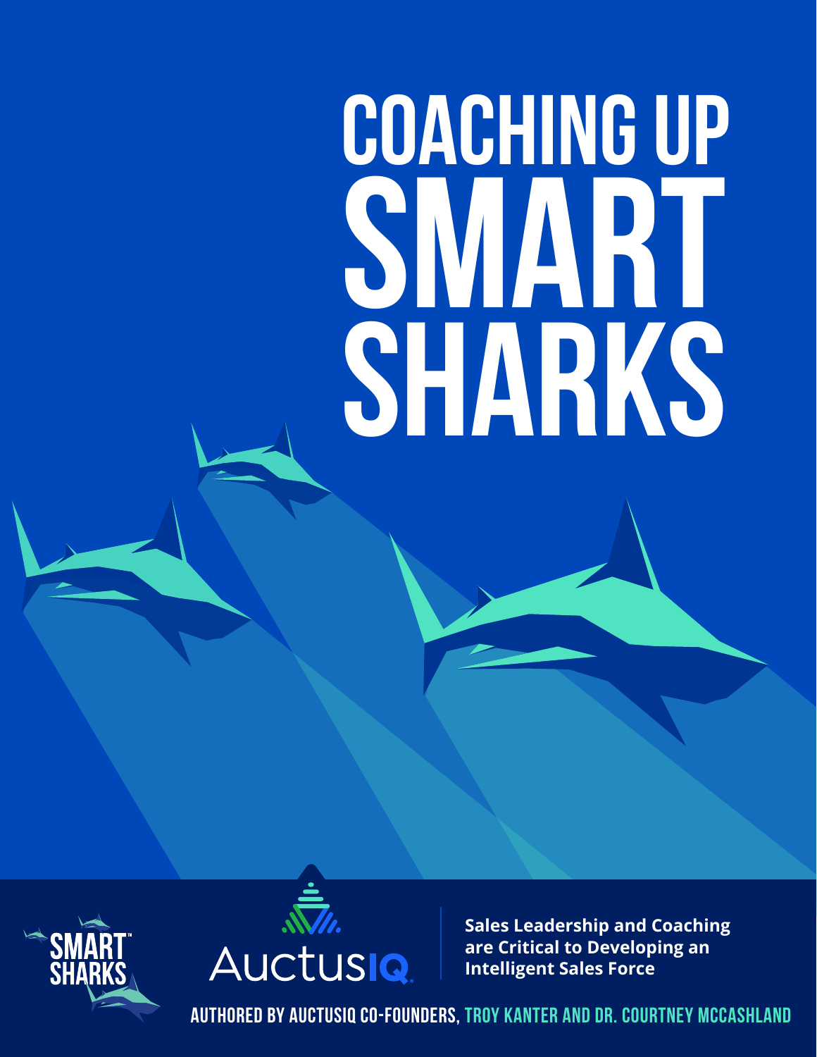# COACHING UP SMART SHARKS

SMART SHARKS™

AuctusIQ

**Sales Leadership and Coaching are Critical to Developing an Intelligent Sales Force**

AUTHORED BY AUCTUSIQ CO-FOUNDERS, TROY KANTER AND DR. COURTNEY MCCASHLAND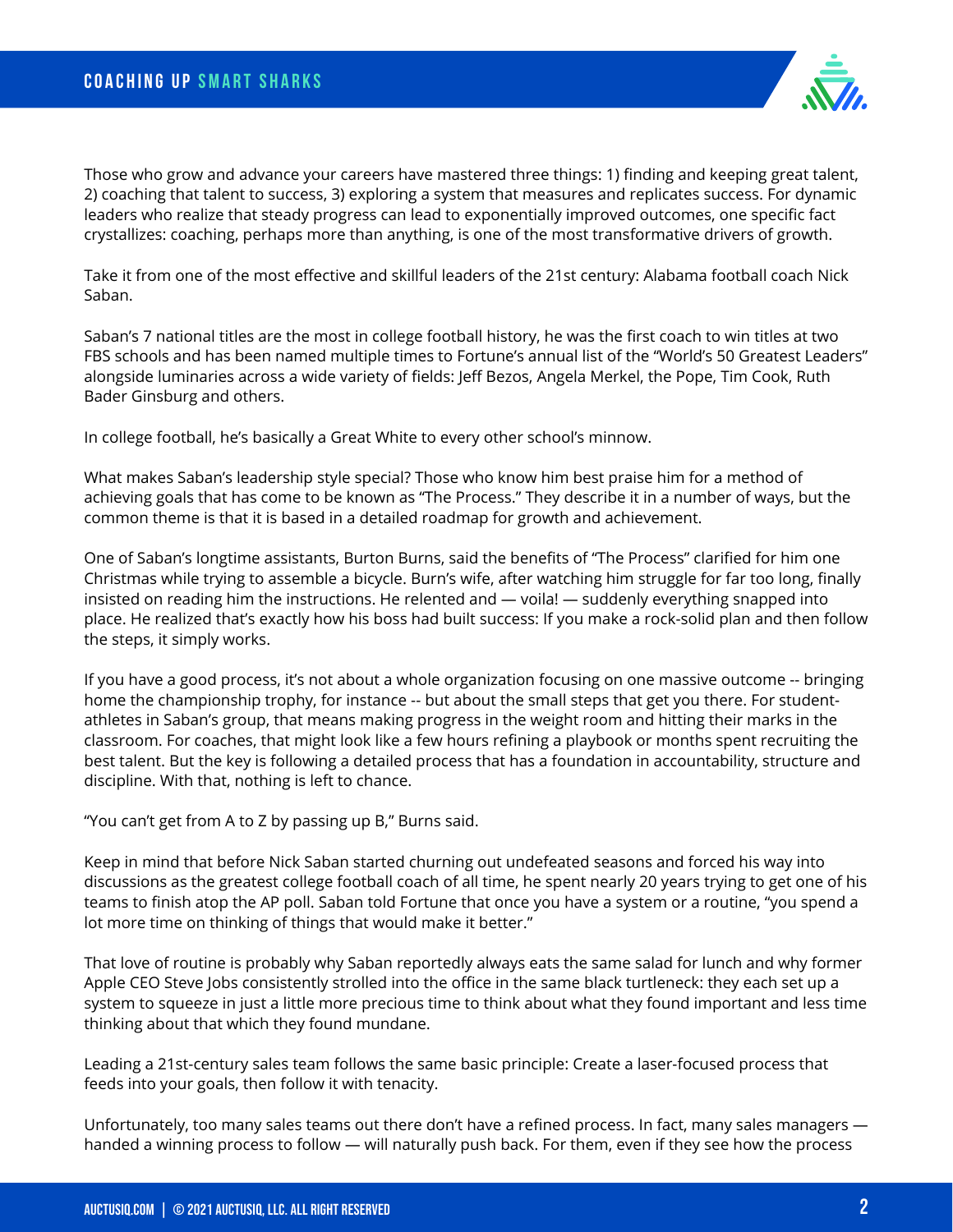Those who grow and advance your careers have mastered three things: 1) finding and keeping great talent, 2) coaching that talent to success, 3) exploring a system that measures and replicates success. For dynamic leaders who realize that steady progress can lead to exponentially improved outcomes, one specific fact crystallizes: coaching, perhaps more than anything, is one of the most transformative drivers of growth.

Take it from one of the most effective and skillful leaders of the 21st century: Alabama football coach Nick Saban.

Saban's 7 national titles are the most in college football history, he was the first coach to win titles at two FBS schools and has been named multiple times to Fortune's annual list of the "World's 50 Greatest Leaders" alongside luminaries across a wide variety of fields: Jeff Bezos, Angela Merkel, the Pope, Tim Cook, Ruth Bader Ginsburg and others.

In college football, he's basically a Great White to every other school's minnow.

What makes Saban's leadership style special? Those who know him best praise him for a method of achieving goals that has come to be known as "The Process." They describe it in a number of ways, but the common theme is that it is based in a detailed roadmap for growth and achievement.

One of Saban's longtime assistants, Burton Burns, said the benefits of "The Process" clarified for him one Christmas while trying to assemble a bicycle. Burn's wife, after watching him struggle for far too long, finally insisted on reading him the instructions. He relented and — voila! — suddenly everything snapped into place. He realized that's exactly how his boss had built success: If you make a rock-solid plan and then follow the steps, it simply works.

If you have a good process, it's not about a whole organization focusing on one massive outcome -- bringing home the championship trophy, for instance -- but about the small steps that get you there. For student-athletes in Saban's group, that means making progress in the weight room and hitting their marks in the classroom. For coaches, that might look like a few hours refining a playbook or months spent recruiting the best talent. But the key is following a detailed process that has a foundation in accountability, structure and discipline. With that, nothing is left to chance.

"You can't get from A to Z by passing up B," Burns said.

Keep in mind that before Nick Saban started churning out undefeated seasons and forced his way into discussions as the greatest college football coach of all time, he spent nearly 20 years trying to get one of his teams to finish atop the AP poll. Saban told Fortune that once you have a system or a routine, "you spend a lot more time on thinking of things that would make it better."

That love of routine is probably why Saban reportedly always eats the same salad for lunch and why former Apple CEO Steve Jobs consistently strolled into the office in the same black turtleneck: they each set up a system to squeeze in just a little more precious time to think about what they found important and less time thinking about that which they found mundane.

Leading a 21st-century sales team follows the same basic principle: Create a laser-focused process that feeds into your goals, then follow it with tenacity.

Unfortunately, too many sales teams out there don't have a refined process. In fact, many sales managers — handed a winning process to follow — will naturally push back. For them, even if they see how the process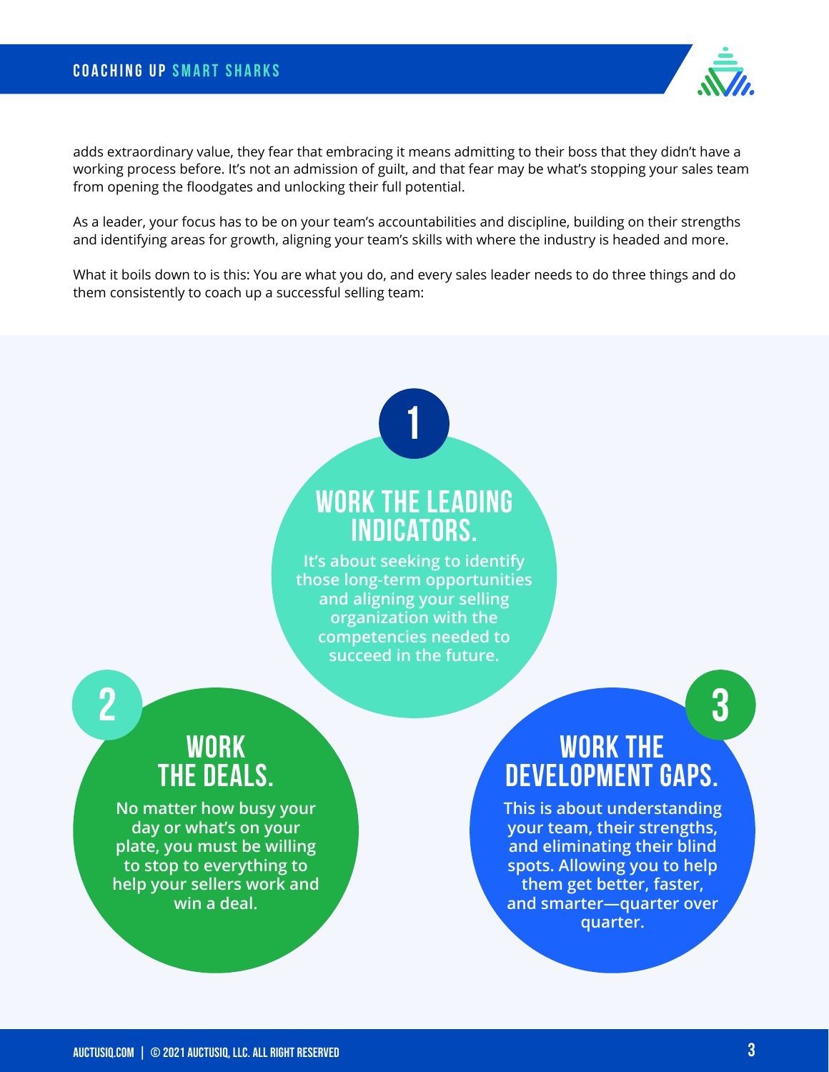adds extraordinary value, they fear that embracing it means admitting to their boss that they didn't have a working process before. It's not an admission of guilt, and that fear may be what's stopping your sales team from opening the floodgates and unlocking their full potential.

As a leader, your focus has to be on your team's accountabilities and discipline, building on their strengths and identifying areas for growth, aligning your team's skills with where the industry is headed and more.

What it boils down to is this: You are what you do, and every sales leader needs to do three things and do them consistently to coach up a successful selling team:

## 1 WORK THE LEADING INDICATORS.

**It's about seeking to identify those long-term opportunities and aligning your selling organization with the competencies needed to succeed in the future.**

## 2 WORK THE DEALS.

**No matter how busy your day or what's on your plate, you must be willing to stop to everything to help your sellers work and win a deal.**

## 3 WORK THE DEVELOPMENT GAPS.

**This is about understanding your team, their strengths, and eliminating their blind spots. Allowing you to help them get better, faster, and smarter—quarter over quarter.**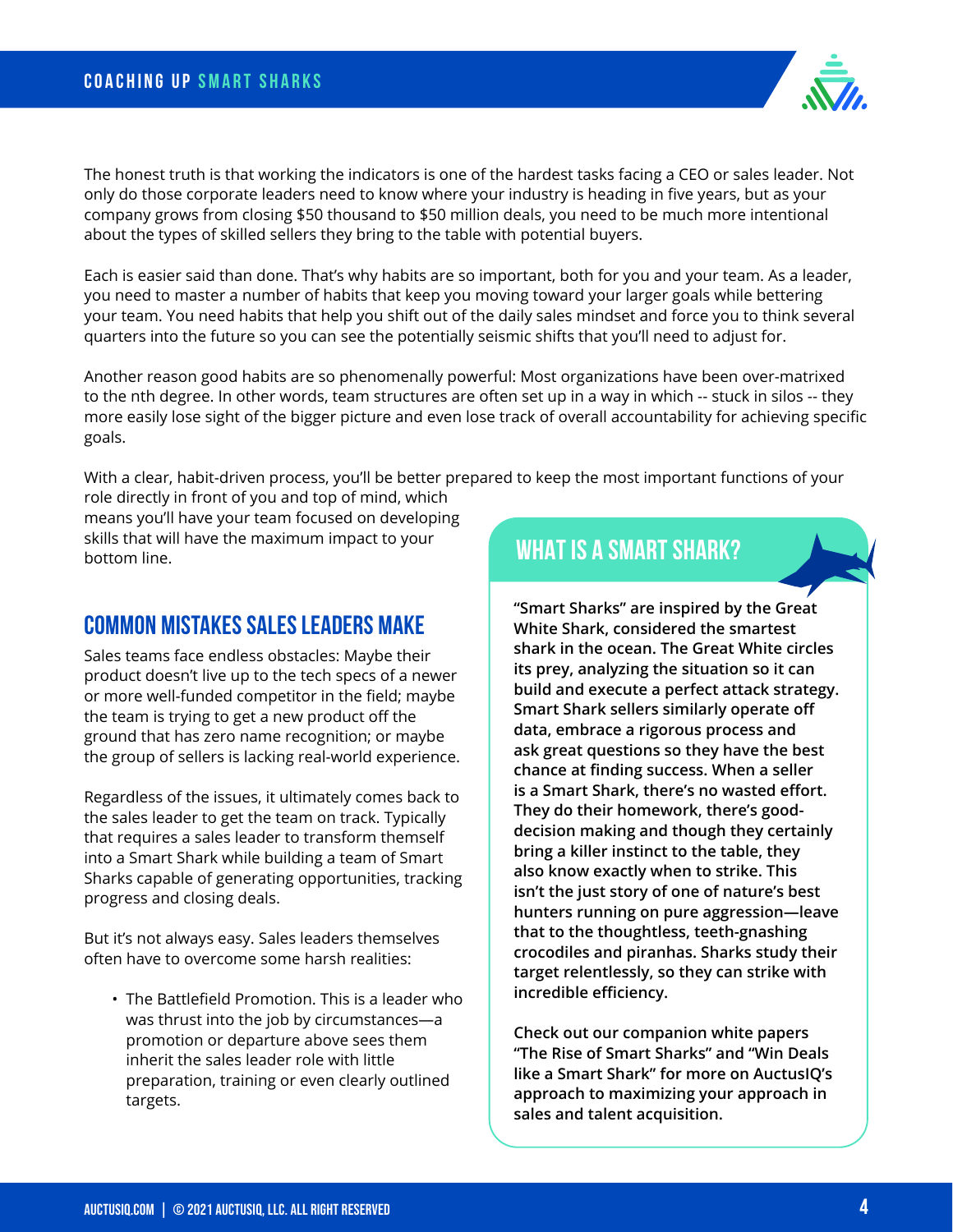The honest truth is that working the indicators is one of the hardest tasks facing a CEO or sales leader. Not only do those corporate leaders need to know where your industry is heading in five years, but as your company grows from closing $50 thousand to $50 million deals, you need to be much more intentional about the types of skilled sellers they bring to the table with potential buyers.

Each is easier said than done. That's why habits are so important, both for you and your team. As a leader, you need to master a number of habits that keep you moving toward your larger goals while bettering your team. You need habits that help you shift out of the daily sales mindset and force you to think several quarters into the future so you can see the potentially seismic shifts that you'll need to adjust for.

Another reason good habits are so phenomenally powerful: Most organizations have been over-matrixed to the nth degree. In other words, team structures are often set up in a way in which -- stuck in silos -- they more easily lose sight of the bigger picture and even lose track of overall accountability for achieving specific goals.

With a clear, habit-driven process, you'll be better prepared to keep the most important functions of your role directly in front of you and top of mind, which means you'll have your team focused on developing skills that will have the maximum impact to your bottom line.

## COMMON MISTAKES SALES LEADERS MAKE

Sales teams face endless obstacles: Maybe their product doesn't live up to the tech specs of a newer or more well-funded competitor in the field; maybe the team is trying to get a new product off the ground that has zero name recognition; or maybe the group of sellers is lacking real-world experience.

Regardless of the issues, it ultimately comes back to the sales leader to get the team on track. Typically that requires a sales leader to transform themself into a Smart Shark while building a team of Smart Sharks capable of generating opportunities, tracking progress and closing deals.

But it's not always easy. Sales leaders themselves often have to overcome some harsh realities:

- The Battlefield Promotion. This is a leader who was thrust into the job by circumstances—a promotion or departure above sees them inherit the sales leader role with little preparation, training or even clearly outlined targets.

## WHAT IS A SMART SHARK?

**"Smart Sharks" are inspired by the Great White Shark, considered the smartest shark in the ocean. The Great White circles its prey, analyzing the situation so it can build and execute a perfect attack strategy. Smart Shark sellers similarly operate off data, embrace a rigorous process and ask great questions so they have the best chance at finding success. When a seller is a Smart Shark, there's no wasted effort. They do their homework, there's good-decision making and though they certainly bring a killer instinct to the table, they also know exactly when to strike. This isn't the just story of one of nature's best hunters running on pure aggression—leave that to the thoughtless, teeth-gnashing crocodiles and piranhas. Sharks study their target relentlessly, so they can strike with incredible efficiency.**

**Check out our companion white papers "The Rise of Smart Sharks" and "Win Deals like a Smart Shark" for more on AuctusIQ's approach to maximizing your approach in sales and talent acquisition.**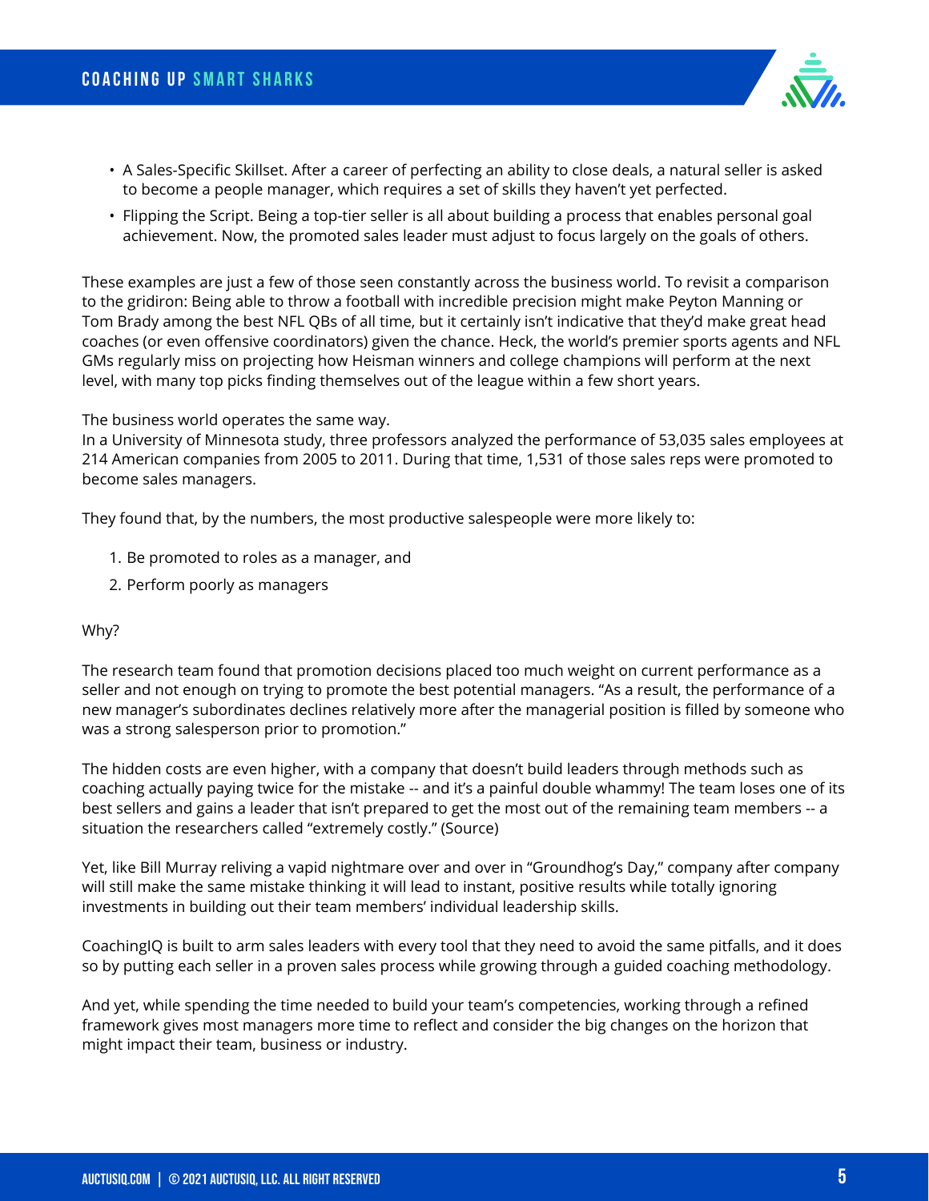- A Sales-Specific Skillset. After a career of perfecting an ability to close deals, a natural seller is asked to become a people manager, which requires a set of skills they haven't yet perfected.
- Flipping the Script. Being a top-tier seller is all about building a process that enables personal goal achievement. Now, the promoted sales leader must adjust to focus largely on the goals of others.

These examples are just a few of those seen constantly across the business world. To revisit a comparison to the gridiron: Being able to throw a football with incredible precision might make Peyton Manning or Tom Brady among the best NFL QBs of all time, but it certainly isn't indicative that they'd make great head coaches (or even offensive coordinators) given the chance. Heck, the world's premier sports agents and NFL GMs regularly miss on projecting how Heisman winners and college champions will perform at the next level, with many top picks finding themselves out of the league within a few short years.

The business world operates the same way.
In a University of Minnesota study, three professors analyzed the performance of 53,035 sales employees at 214 American companies from 2005 to 2011. During that time, 1,531 of those sales reps were promoted to become sales managers.

They found that, by the numbers, the most productive salespeople were more likely to:

1. Be promoted to roles as a manager, and
2. Perform poorly as managers

Why?

The research team found that promotion decisions placed too much weight on current performance as a seller and not enough on trying to promote the best potential managers. "As a result, the performance of a new manager's subordinates declines relatively more after the managerial position is filled by someone who was a strong salesperson prior to promotion."

The hidden costs are even higher, with a company that doesn't build leaders through methods such as coaching actually paying twice for the mistake -- and it's a painful double whammy! The team loses one of its best sellers and gains a leader that isn't prepared to get the most out of the remaining team members -- a situation the researchers called "extremely costly." (Source)

Yet, like Bill Murray reliving a vapid nightmare over and over in "Groundhog's Day," company after company will still make the same mistake thinking it will lead to instant, positive results while totally ignoring investments in building out their team members' individual leadership skills.

CoachingIQ is built to arm sales leaders with every tool that they need to avoid the same pitfalls, and it does so by putting each seller in a proven sales process while growing through a guided coaching methodology.

And yet, while spending the time needed to build your team's competencies, working through a refined framework gives most managers more time to reflect and consider the big changes on the horizon that might impact their team, business or industry.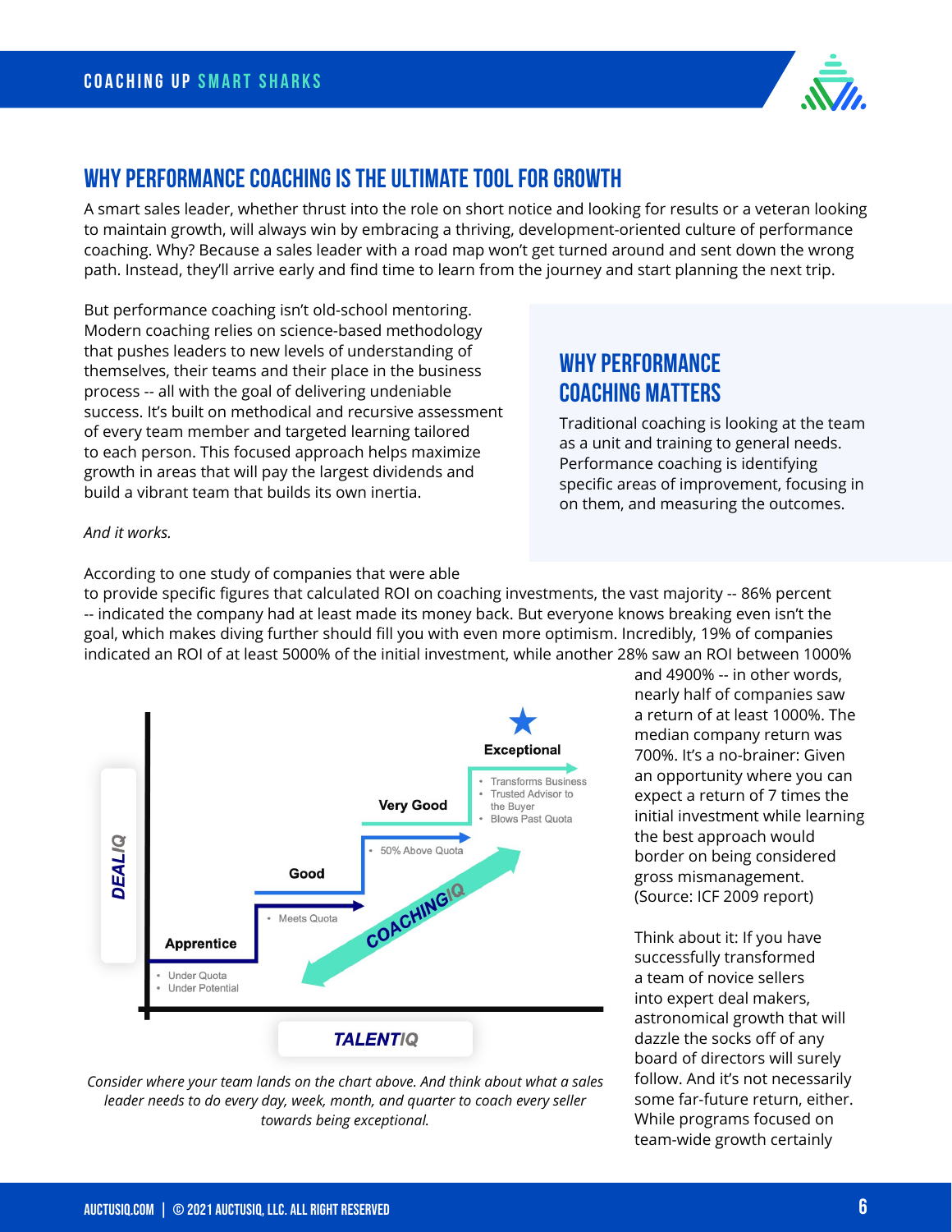## WHY PERFORMANCE COACHING IS THE ULTIMATE TOOL FOR GROWTH

A smart sales leader, whether thrust into the role on short notice and looking for results or a veteran looking to maintain growth, will always win by embracing a thriving, development-oriented culture of performance coaching. Why? Because a sales leader with a road map won't get turned around and sent down the wrong path. Instead, they'll arrive early and find time to learn from the journey and start planning the next trip.

But performance coaching isn't old-school mentoring. Modern coaching relies on science-based methodology that pushes leaders to new levels of understanding of themselves, their teams and their place in the business process -- all with the goal of delivering undeniable success. It's built on methodical and recursive assessment of every team member and targeted learning tailored to each person. This focused approach helps maximize growth in areas that will pay the largest dividends and build a vibrant team that builds its own inertia.

### WHY PERFORMANCE COACHING MATTERS

Traditional coaching is looking at the team as a unit and training to general needs. Performance coaching is identifying specific areas of improvement, focusing in on them, and measuring the outcomes.

*And it works.*

According to one study of companies that were able to provide specific figures that calculated ROI on coaching investments, the vast majority -- 86% percent -- indicated the company had at least made its money back. But everyone knows breaking even isn't the goal, which makes diving further should fill you with even more optimism. Incredibly, 19% of companies indicated an ROI of at least 5000% of the initial investment, while another 28% saw an ROI between 1000% and 4900% -- in other words, nearly half of companies saw a return of at least 1000%. The median company return was 700%. It's a no-brainer: Given an opportunity where you can expect a return of 7 times the initial investment while learning the best approach would border on being considered gross mismanagement. (Source: ICF 2009 report)

DEALIQ

- Exceptional
  - Transforms Business
  - Trusted Advisor to the Buyer
  - Blows Past Quota
- Very Good
  - 50% Above Quota
- Good
  - Meets Quota
- Apprentice
  - Under Quota
  - Under Potential

COACHINGIQ

TALENTIQ

*Consider where your team lands on the chart above. And think about what a sales leader needs to do every day, week, month, and quarter to coach every seller towards being exceptional.*

Think about it: If you have successfully transformed a team of novice sellers into expert deal makers, astronomical growth that will dazzle the socks off of any board of directors will surely follow. And it's not necessarily some far-future return, either. While programs focused on team-wide growth certainly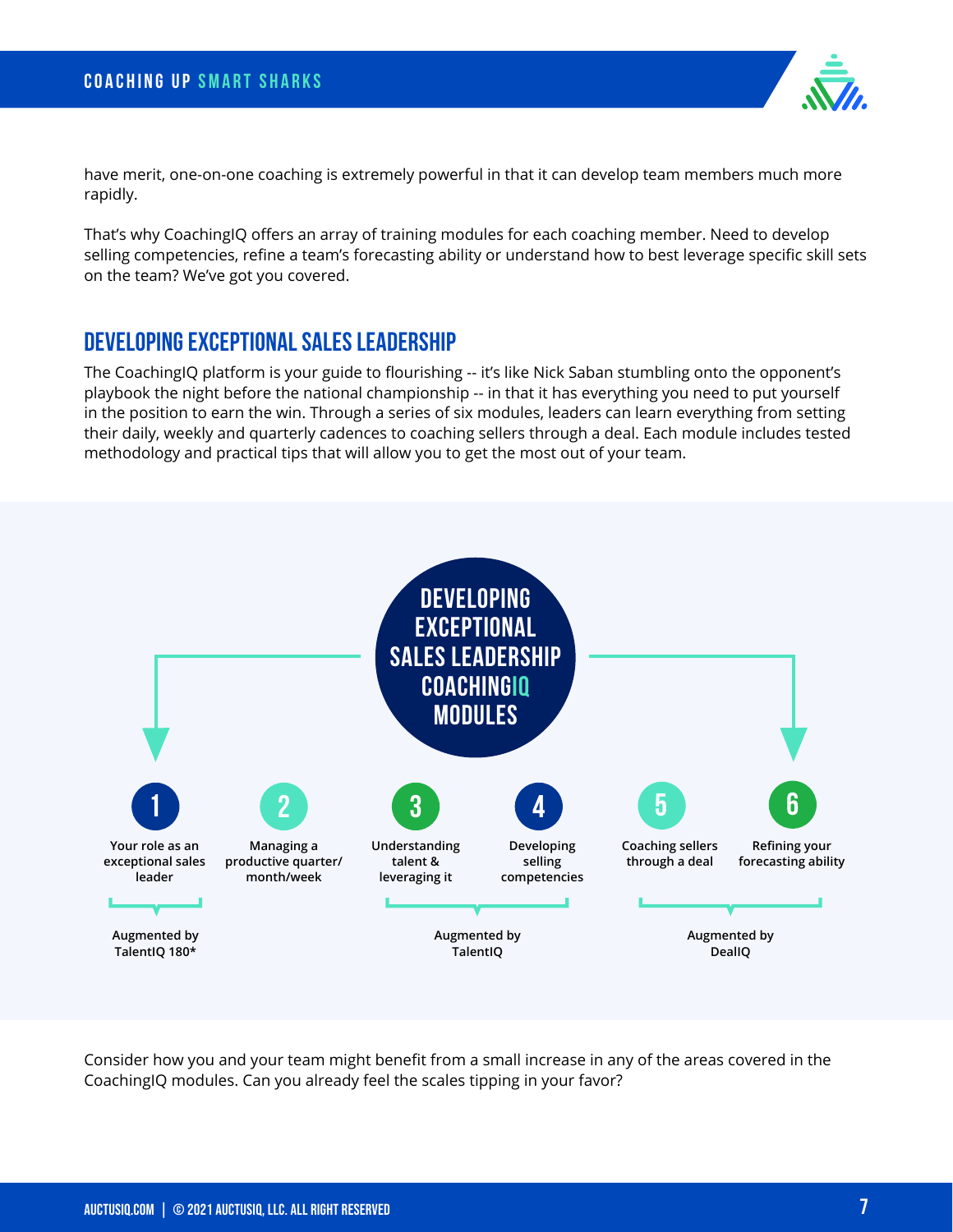have merit, one-on-one coaching is extremely powerful in that it can develop team members much more rapidly.

That's why CoachingIQ offers an array of training modules for each coaching member. Need to develop selling competencies, refine a team's forecasting ability or understand how to best leverage specific skill sets on the team? We've got you covered.

## DEVELOPING EXCEPTIONAL SALES LEADERSHIP

The CoachingIQ platform is your guide to flourishing -- it's like Nick Saban stumbling onto the opponent's playbook the night before the national championship -- in that it has everything you need to put yourself in the position to earn the win. Through a series of six modules, leaders can learn everything from setting their daily, weekly and quarterly cadences to coaching sellers through a deal. Each module includes tested methodology and practical tips that will allow you to get the most out of your team.

**DEVELOPING EXCEPTIONAL SALES LEADERSHIP COACHINGIQ MODULES**

1. Your role as an exceptional sales leader
2. Managing a productive quarter/month/week
3. Understanding talent & leveraging it
4. Developing selling competencies
5. Coaching sellers through a deal
6. Refining your forecasting ability

Augmented by TalentIQ 180*

Augmented by TalentIQ

Augmented by DealIQ

Consider how you and your team might benefit from a small increase in any of the areas covered in the CoachingIQ modules. Can you already feel the scales tipping in your favor?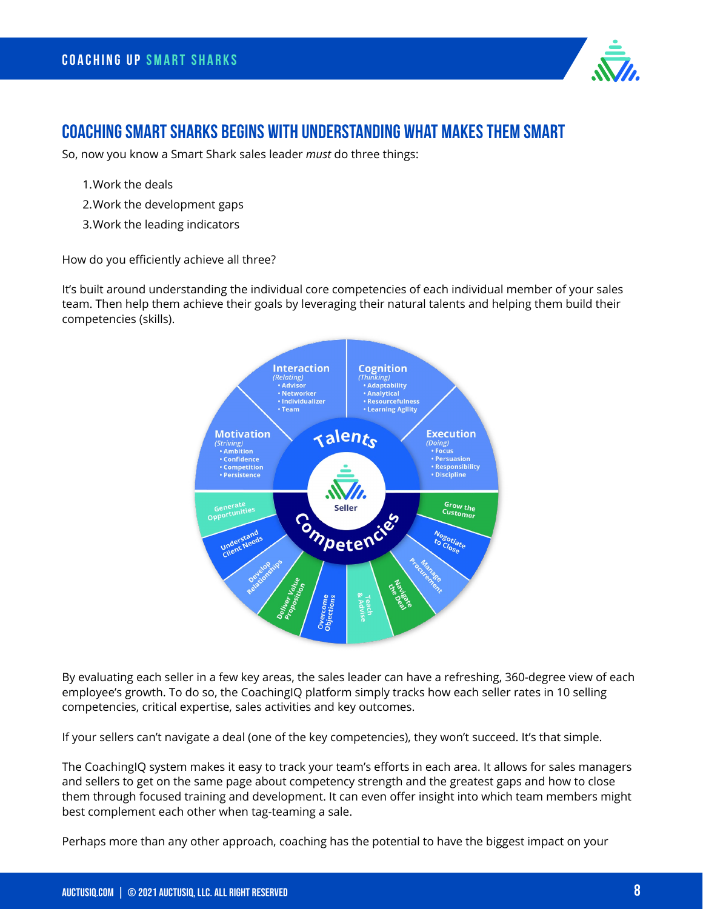## COACHING SMART SHARKS BEGINS WITH UNDERSTANDING WHAT MAKES THEM SMART

So, now you know a Smart Shark sales leader *must* do three things:

1. Work the deals
2. Work the development gaps
3. Work the leading indicators

How do you efficiently achieve all three?

It's built around understanding the individual core competencies of each individual member of your sales team. Then help them achieve their goals by leveraging their natural talents and helping them build their competencies (skills).

**Talents**

- **Interaction** *(Relating)*
  - Advisor
  - Networker
  - Individualizer
  - Team
- **Cognition** *(Thinking)*
  - Adaptability
  - Analytical
  - Resourcefulness
  - Learning Agility
- **Motivation** *(Striving)*
  - Ambition
  - Confidence
  - Competition
  - Persistence
- **Execution** *(Doing)*
  - Focus
  - Persuasion
  - Responsibility
  - Discipline

**Seller**

**Competencies**

- Generate Opportunities
- Understand Client Needs
- Develop Relationships
- Deliver Value Proposition
- Overcome Objections
- Teach & Advise
- Navigate the Deal
- Manage Procurement
- Negotiate to Close
- Grow the Customer

By evaluating each seller in a few key areas, the sales leader can have a refreshing, 360-degree view of each employee's growth. To do so, the CoachingIQ platform simply tracks how each seller rates in 10 selling competencies, critical expertise, sales activities and key outcomes.

If your sellers can't navigate a deal (one of the key competencies), they won't succeed. It's that simple.

The CoachingIQ system makes it easy to track your team's efforts in each area. It allows for sales managers and sellers to get on the same page about competency strength and the greatest gaps and how to close them through focused training and development. It can even offer insight into which team members might best complement each other when tag-teaming a sale.

Perhaps more than any other approach, coaching has the potential to have the biggest impact on your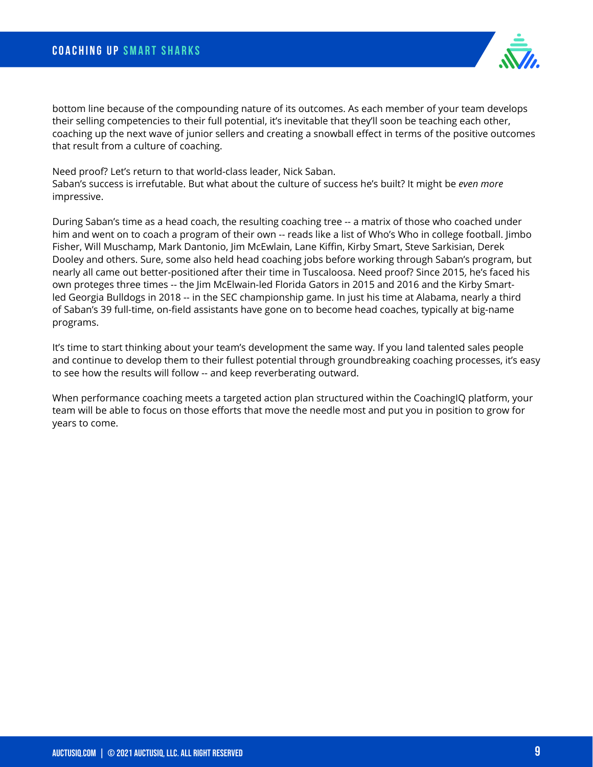bottom line because of the compounding nature of its outcomes. As each member of your team develops their selling competencies to their full potential, it's inevitable that they'll soon be teaching each other, coaching up the next wave of junior sellers and creating a snowball effect in terms of the positive outcomes that result from a culture of coaching.

Need proof? Let's return to that world-class leader, Nick Saban.
Saban's success is irrefutable. But what about the culture of success he's built? It might be *even more* impressive.

During Saban's time as a head coach, the resulting coaching tree -- a matrix of those who coached under him and went on to coach a program of their own -- reads like a list of Who's Who in college football. Jimbo Fisher, Will Muschamp, Mark Dantonio, Jim McEwlain, Lane Kiffin, Kirby Smart, Steve Sarkisian, Derek Dooley and others. Sure, some also held head coaching jobs before working through Saban's program, but nearly all came out better-positioned after their time in Tuscaloosa. Need proof? Since 2015, he's faced his own proteges three times -- the Jim McElwain-led Florida Gators in 2015 and 2016 and the Kirby Smart-led Georgia Bulldogs in 2018 -- in the SEC championship game. In just his time at Alabama, nearly a third of Saban's 39 full-time, on-field assistants have gone on to become head coaches, typically at big-name programs.

It's time to start thinking about your team's development the same way. If you land talented sales people and continue to develop them to their fullest potential through groundbreaking coaching processes, it's easy to see how the results will follow -- and keep reverberating outward.

When performance coaching meets a targeted action plan structured within the CoachingIQ platform, your team will be able to focus on those efforts that move the needle most and put you in position to grow for years to come.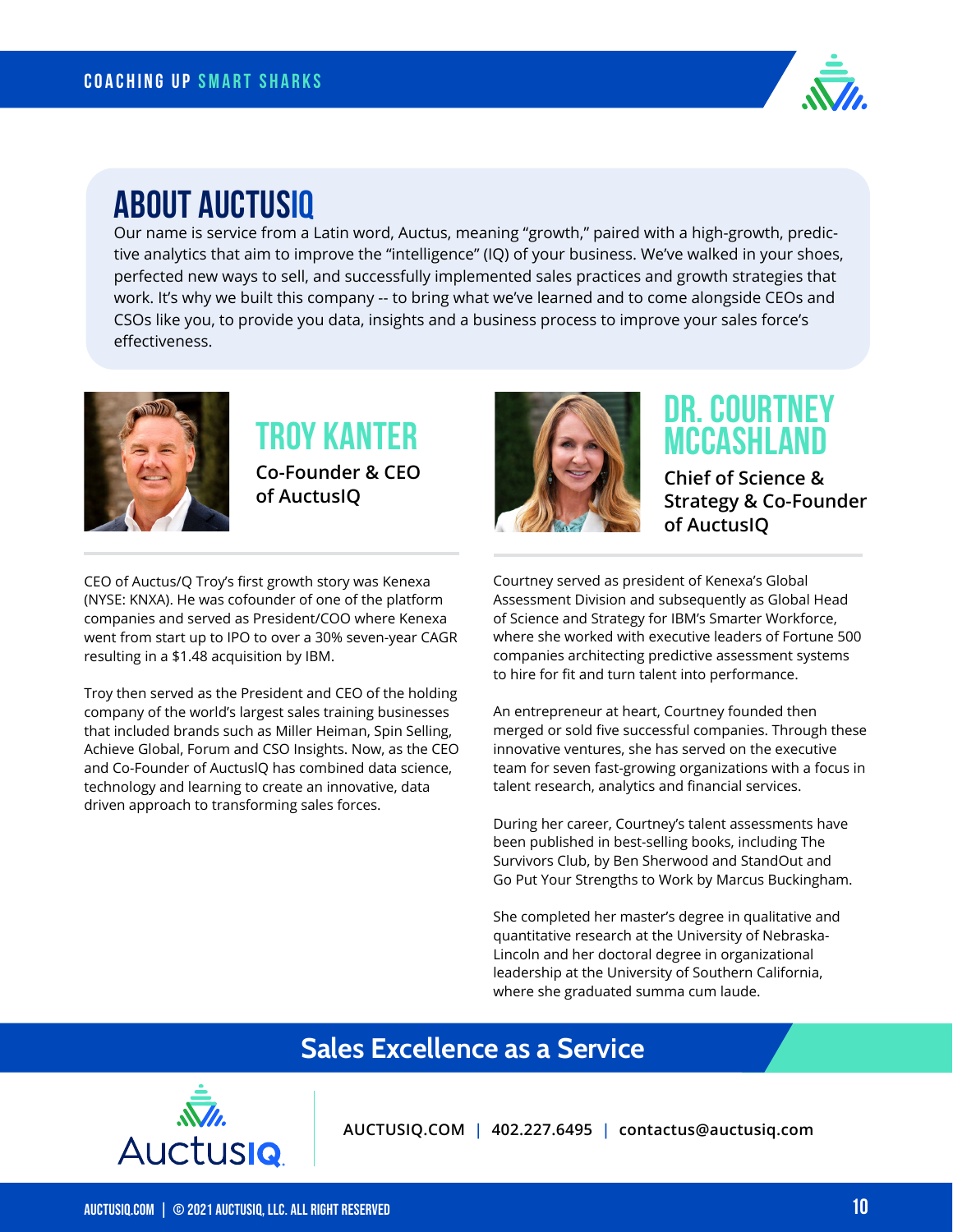## ABOUT AUCTUSIQ

Our name is service from a Latin word, Auctus, meaning "growth," paired with a high-growth, predictive analytics that aim to improve the "intelligence" (IQ) of your business. We've walked in your shoes, perfected new ways to sell, and successfully implemented sales practices and growth strategies that work. It's why we built this company -- to bring what we've learned and to come alongside CEOs and CSOs like you, to provide you data, insights and a business process to improve your sales force's effectiveness.

### TROY KANTER

**Co-Founder & CEO of AuctusIQ**

CEO of Auctus/Q Troy's first growth story was Kenexa (NYSE: KNXA). He was cofounder of one of the platform companies and served as President/COO where Kenexa went from start up to IPO to over a 30% seven-year CAGR resulting in a $1.48 acquisition by IBM.

Troy then served as the President and CEO of the holding company of the world's largest sales training businesses that included brands such as Miller Heiman, Spin Selling, Achieve Global, Forum and CSO Insights. Now, as the CEO and Co-Founder of AuctusIQ has combined data science, technology and learning to create an innovative, data driven approach to transforming sales forces.

### DR. COURTNEY MCCASHLAND

**Chief of Science & Strategy & Co-Founder of AuctusIQ**

Courtney served as president of Kenexa's Global Assessment Division and subsequently as Global Head of Science and Strategy for IBM's Smarter Workforce, where she worked with executive leaders of Fortune 500 companies architecting predictive assessment systems to hire for fit and turn talent into performance.

An entrepreneur at heart, Courtney founded then merged or sold five successful companies. Through these innovative ventures, she has served on the executive team for seven fast-growing organizations with a focus in talent research, analytics and financial services.

During her career, Courtney's talent assessments have been published in best-selling books, including The Survivors Club, by Ben Sherwood and StandOut and Go Put Your Strengths to Work by Marcus Buckingham.

She completed her master's degree in qualitative and quantitative research at the University of Nebraska-Lincoln and her doctoral degree in organizational leadership at the University of Southern California, where she graduated summa cum laude.

## Sales Excellence as a Service

AuctusIQ

**AUCTUSIQ.COM | 402.227.6495 | contactus@auctusiq.com**